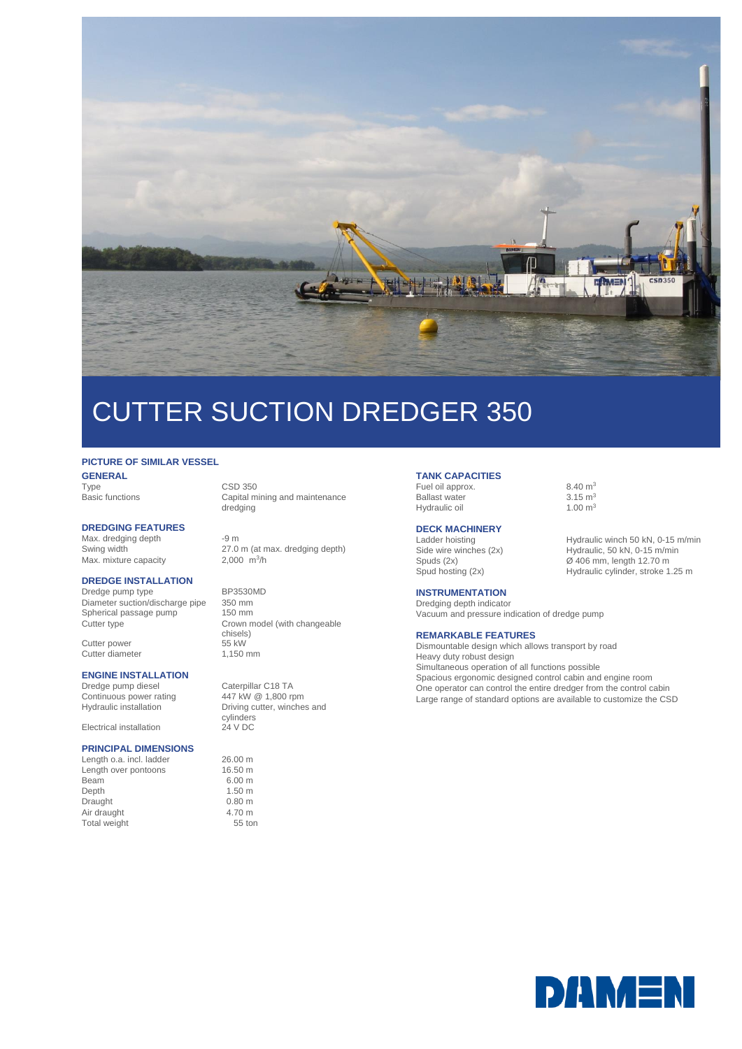# CUTTER SUCTION DREDGER 350

**PICTURE OF SIMILAR VESSEL**

## GENERAL

| | |
|---|---|
| Type | CSD 350 |
| Basic functions | Capital mining and maintenance dredging |

## DREDGING FEATURES

| | |
|---|---|
| Max. dredging depth | -9 m |
| Swing width | 27.0 m (at max. dredging depth) |
| Max. mixture capacity | 2,000 $m^3$/h |

## DREDGE INSTALLATION

| | |
|---|---|
| Dredge pump type | BP3530MD |
| Diameter suction/discharge pipe | 350 mm |
| Spherical passage pump | 150 mm |
| Cutter type | Crown model (with changeable chisels) |
| Cutter power | 55 kW |
| Cutter diameter | 1,150 mm |

## ENGINE INSTALLATION

| | |
|---|---|
| Dredge pump diesel | Caterpillar C18 TA |
| Continuous power rating | 447 kW @ 1,800 rpm |
| Hydraulic installation | Driving cutter, winches and cylinders |
| Electrical installation | 24 V DC |

## PRINCIPAL DIMENSIONS

| | |
|---|---|
| Length o.a. incl. ladder | 26.00 m |
| Length over pontoons | 16.50 m |
| Beam | 6.00 m |
| Depth | 1.50 m |
| Draught | 0.80 m |
| Air draught | 4.70 m |
| Total weight | 55 ton |

## TANK CAPACITIES

| | |
|---|---|
| Fuel oil approx. | 8.40 $m^3$ |
| Ballast water | 3.15 $m^3$ |
| Hydraulic oil | 1.00 $m^3$ |

## DECK MACHINERY

| | |
|---|---|
| Ladder hoisting | Hydraulic winch 50 kN, 0-15 m/min |
| Side wire winches (2x) | Hydraulic, 50 kN, 0-15 m/min |
| Spuds (2x) | Ø 406 mm, length 12.70 m |
| Spud hosting (2x) | Hydraulic cylinder, stroke 1.25 m |

## INSTRUMENTATION

Dredging depth indicator
Vacuum and pressure indication of dredge pump

## REMARKABLE FEATURES

Dismountable design which allows transport by road
Heavy duty robust design
Simultaneous operation of all functions possible
Spacious ergonomic designed control cabin and engine room
One operator can control the entire dredger from the control cabin
Large range of standard options are available to customize the CSD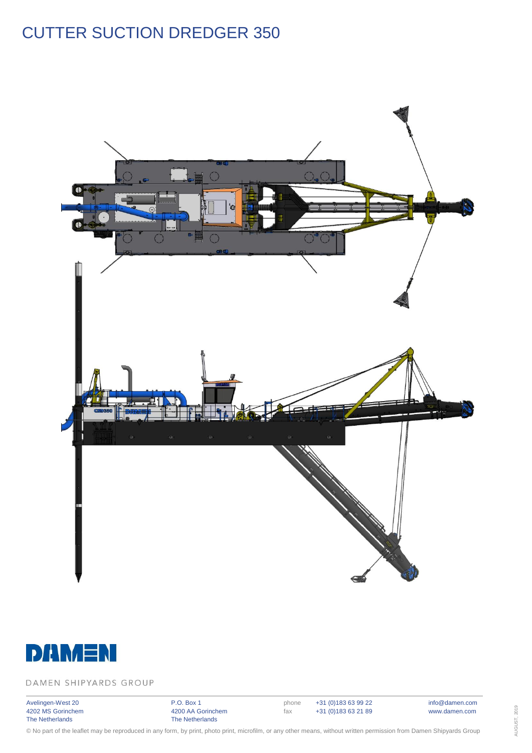# CUTTER SUCTION DREDGER 350

DAMEN SHIPYARDS GROUP

Avelingen-West 20
4202 MS Gorinchem
The Netherlands

P.O. Box 1
4200 AA Gorinchem
The Netherlands

phone +31 (0)183 63 99 22
fax +31 (0)183 63 21 89

info@damen.com
www.damen.com

© No part of the leaflet may be reproduced in any form, by print, photo print, microfilm, or any other means, without written permission from Damen Shipyards Group

AUGUST, 2019